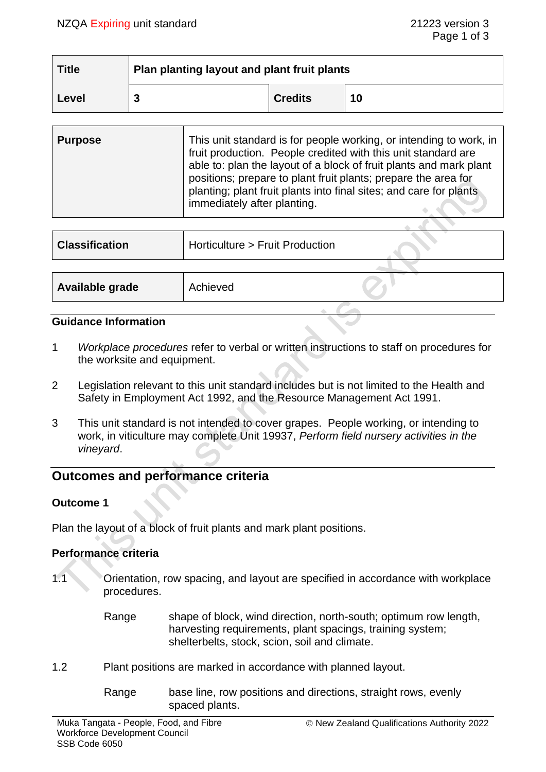| Title | Plan planting layout and plant fruit plants | | |
|---|---|---|---|
| Level | 3 | Credits | 10 |

| Purpose | This unit standard is for people working, or intending to work, in fruit production. People credited with this unit standard are able to: plan the layout of a block of fruit plants and mark plant positions; prepare to plant fruit plants; prepare the area for planting; plant fruit plants into final sites; and care for plants immediately after planting. |
|---|---|

| Classification | Horticulture > Fruit Production |
|---|---|

| Available grade | Achieved |
|---|---|

### Guidance Information

1. *Workplace procedures* refer to verbal or written instructions to staff on procedures for the worksite and equipment.

2. Legislation relevant to this unit standard includes but is not limited to the Health and Safety in Employment Act 1992, and the Resource Management Act 1991.

3. This unit standard is not intended to cover grapes. People working, or intending to work, in viticulture may complete Unit 19937, *Perform field nursery activities in the vineyard*.

## Outcomes and performance criteria

### Outcome 1

Plan the layout of a block of fruit plants and mark plant positions.

### Performance criteria

1.1 Orientation, row spacing, and layout are specified in accordance with workplace procedures.

Range: shape of block, wind direction, north-south; optimum row length, harvesting requirements, plant spacings, training system; shelterbelts, stock, scion, soil and climate.

1.2 Plant positions are marked in accordance with planned layout.

Range: base line, row positions and directions, straight rows, evenly spaced plants.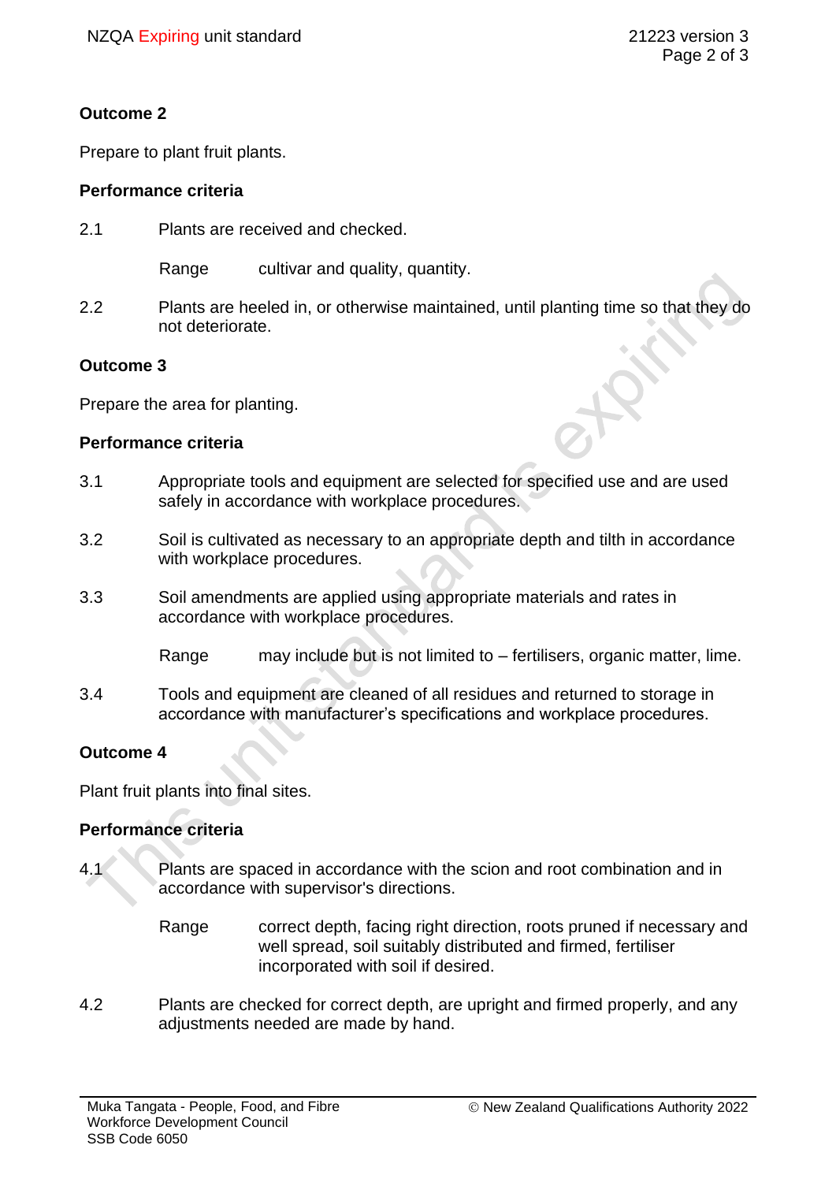## Outcome 2

Prepare to plant fruit plants.

### Performance criteria

2.1 Plants are received and checked.

Range cultivar and quality, quantity.

2.2 Plants are heeled in, or otherwise maintained, until planting time so that they do not deteriorate.

## Outcome 3

Prepare the area for planting.

### Performance criteria

3.1 Appropriate tools and equipment are selected for specified use and are used safely in accordance with workplace procedures.

3.2 Soil is cultivated as necessary to an appropriate depth and tilth in accordance with workplace procedures.

3.3 Soil amendments are applied using appropriate materials and rates in accordance with workplace procedures.

Range may include but is not limited to – fertilisers, organic matter, lime.

3.4 Tools and equipment are cleaned of all residues and returned to storage in accordance with manufacturer's specifications and workplace procedures.

## Outcome 4

Plant fruit plants into final sites.

### Performance criteria

4.1 Plants are spaced in accordance with the scion and root combination and in accordance with supervisor's directions.

Range correct depth, facing right direction, roots pruned if necessary and well spread, soil suitably distributed and firmed, fertiliser incorporated with soil if desired.

4.2 Plants are checked for correct depth, are upright and firmed properly, and any adjustments needed are made by hand.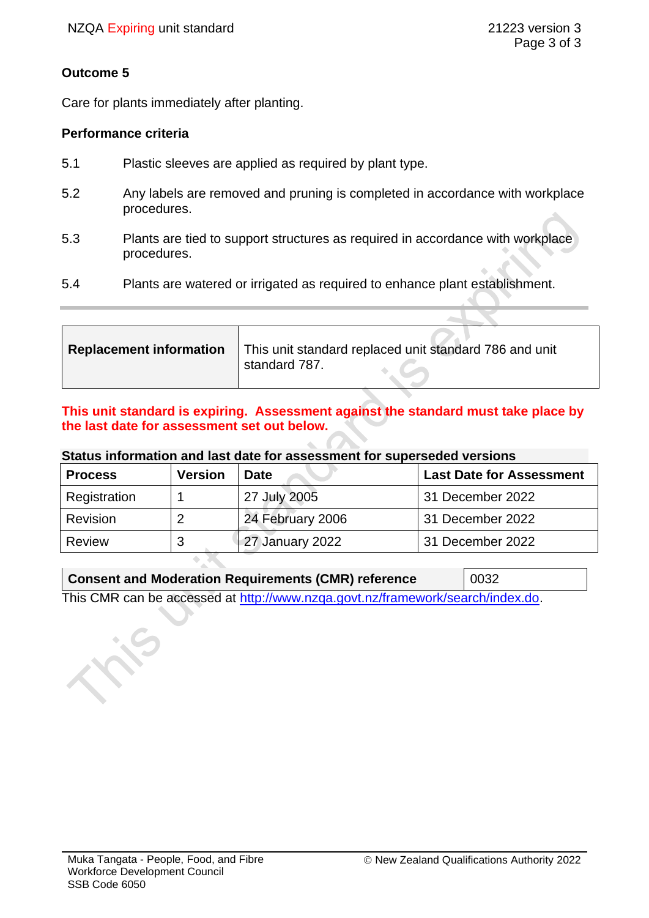**Outcome 5**

Care for plants immediately after planting.

**Performance criteria**

5.1 Plastic sleeves are applied as required by plant type.

5.2 Any labels are removed and pruning is completed in accordance with workplace procedures.

5.3 Plants are tied to support structures as required in accordance with workplace procedures.

5.4 Plants are watered or irrigated as required to enhance plant establishment.

| | |
|---|---|
| **Replacement information** | This unit standard replaced unit standard 786 and unit standard 787. |

**This unit standard is expiring. Assessment against the standard must take place by the last date for assessment set out below.**

**Status information and last date for assessment for superseded versions**

| Process | Version | Date | Last Date for Assessment |
|---|---|---|---|
| Registration | 1 | 27 July 2005 | 31 December 2022 |
| Revision | 2 | 24 February 2006 | 31 December 2022 |
| Review | 3 | 27 January 2022 | 31 December 2022 |

| | |
|---|---|
| **Consent and Moderation Requirements (CMR) reference** | 0032 |

This CMR can be accessed at http://www.nzqa.govt.nz/framework/search/index.do.